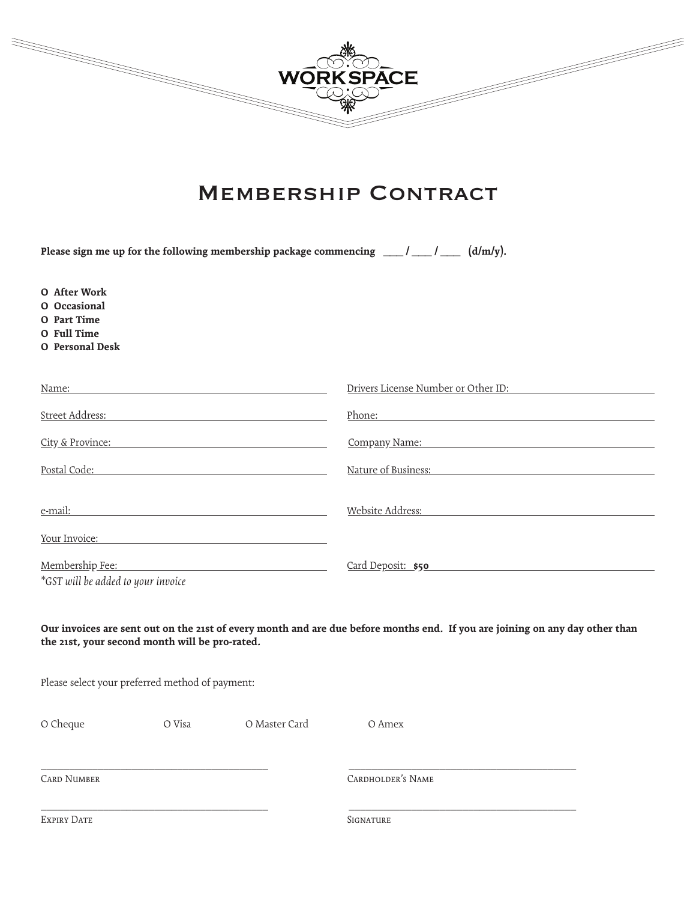WORKSPACE

# Membership Contract

**Please sign me up for the following membership package commencing \_\_\_\_ / \_\_\_\_ / \_\_\_\_ (d/m/y).**

- **O After Work**
- **O Occasional**
- **O Part Time**
- **O Full Time**
- **O Personal Desk**

Name: \_\_\_\_\_\_\_\_\_\_\_\_\_\_\_\_\_\_\_\_

Drivers License Number or Other ID: \_\_\_\_\_\_\_\_\_\_\_\_\_\_\_\_\_\_\_\_

Street Address: \_\_\_\_\_\_\_\_\_\_\_\_\_\_\_\_\_\_\_\_

Phone: \_\_\_\_\_\_\_\_\_\_\_\_\_\_\_\_\_\_\_\_

City & Province: \_\_\_\_\_\_\_\_\_\_\_\_\_\_\_\_\_\_\_\_

Company Name: \_\_\_\_\_\_\_\_\_\_\_\_\_\_\_\_\_\_\_\_

Postal Code: \_\_\_\_\_\_\_\_\_\_\_\_\_\_\_\_\_\_\_\_

Nature of Business: \_\_\_\_\_\_\_\_\_\_\_\_\_\_\_\_\_\_\_\_

e-mail: \_\_\_\_\_\_\_\_\_\_\_\_\_\_\_\_\_\_\_\_

Website Address: \_\_\_\_\_\_\_\_\_\_\_\_\_\_\_\_\_\_\_\_

Your Invoice: \_\_\_\_\_\_\_\_\_\_\_\_\_\_\_\_\_\_\_\_

Membership Fee: \_\_\_\_\_\_\_\_\_\_\_\_\_\_\_\_\_\_\_\_

*\*GST will be added to your invoice*

Card Deposit: **$50**

**Our invoices are sent out on the 21st of every month and are due before months end. If you are joining on any day other than the 21st, your second month will be pro-rated.**

Please select your preferred method of payment:

O Cheque O Visa O Master Card O Amex

\_\_\_\_\_\_\_\_\_\_\_\_\_\_\_\_\_\_\_\_

Card Number

\_\_\_\_\_\_\_\_\_\_\_\_\_\_\_\_\_\_\_\_

Cardholder's Name

\_\_\_\_\_\_\_\_\_\_\_\_\_\_\_\_\_\_\_\_

Expiry Date

\_\_\_\_\_\_\_\_\_\_\_\_\_\_\_\_\_\_\_\_

Signature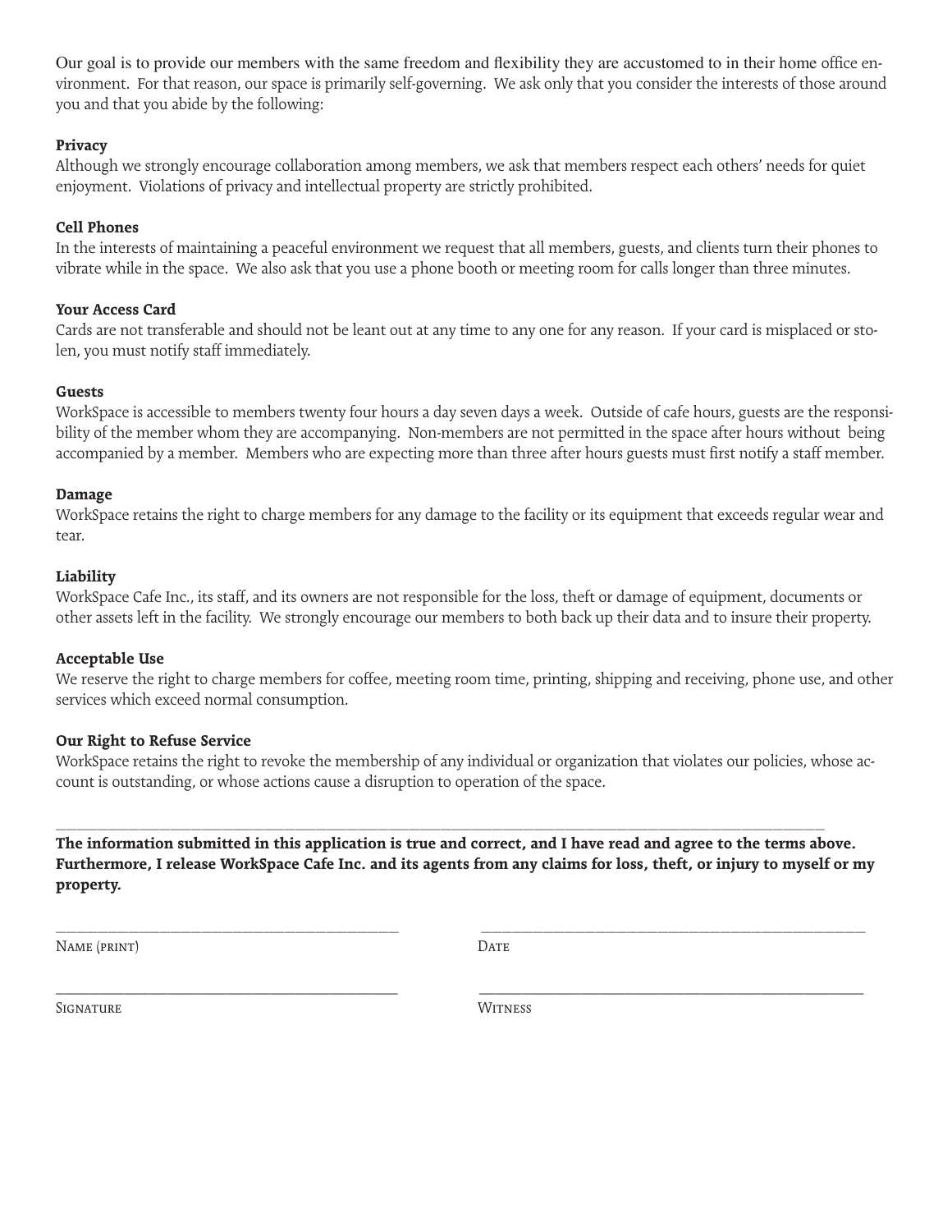Our goal is to provide our members with the same freedom and flexibility they are accustomed to in their home office environment. For that reason, our space is primarily self-governing. We ask only that you consider the interests of those around you and that you abide by the following:

**Privacy**

Although we strongly encourage collaboration among members, we ask that members respect each others' needs for quiet enjoyment. Violations of privacy and intellectual property are strictly prohibited.

**Cell Phones**

In the interests of maintaining a peaceful environment we request that all members, guests, and clients turn their phones to vibrate while in the space. We also ask that you use a phone booth or meeting room for calls longer than three minutes.

**Your Access Card**

Cards are not transferable and should not be leant out at any time to any one for any reason. If your card is misplaced or stolen, you must notify staff immediately.

**Guests**

WorkSpace is accessible to members twenty four hours a day seven days a week. Outside of cafe hours, guests are the responsibility of the member whom they are accompanying. Non-members are not permitted in the space after hours without being accompanied by a member. Members who are expecting more than three after hours guests must first notify a staff member.

**Damage**

WorkSpace retains the right to charge members for any damage to the facility or its equipment that exceeds regular wear and tear.

**Liability**

WorkSpace Cafe Inc., its staff, and its owners are not responsible for the loss, theft or damage of equipment, documents or other assets left in the facility. We strongly encourage our members to both back up their data and to insure their property.

**Acceptable Use**

We reserve the right to charge members for coffee, meeting room time, printing, shipping and receiving, phone use, and other services which exceed normal consumption.

**Our Right to Refuse Service**

WorkSpace retains the right to revoke the membership of any individual or organization that violates our policies, whose account is outstanding, or whose actions cause a disruption to operation of the space.

---

**The information submitted in this application is true and correct, and I have read and agree to the terms above. Furthermore, I release WorkSpace Cafe Inc. and its agents from any claims for loss, theft, or injury to myself or my property.**

______________________________ ______________________________

Name (print) Date

______________________________ ______________________________

Signature Witness